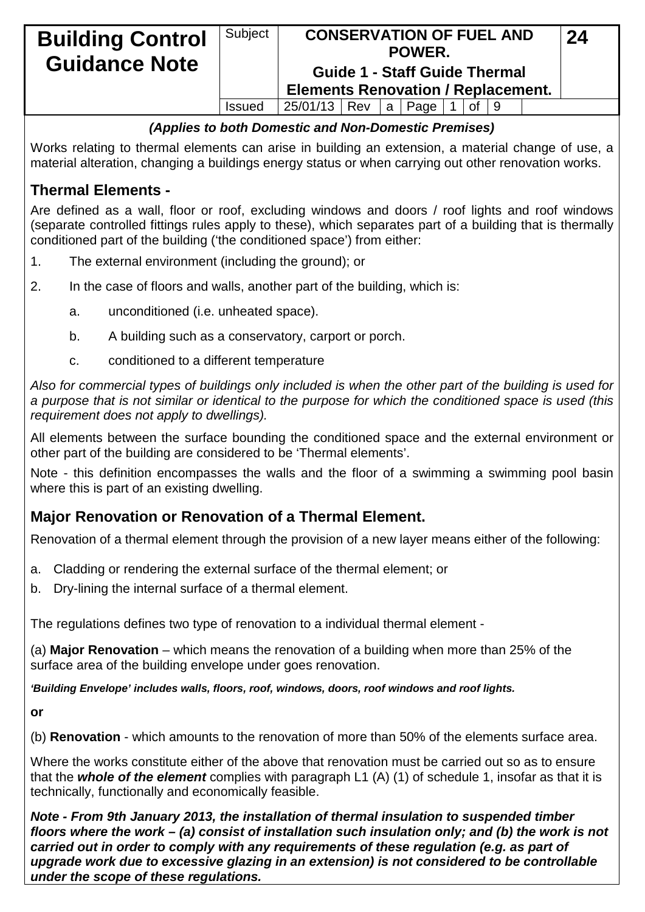| Building Control Guidance Note | Subject | CONSERVATION OF FUEL AND POWER. Guide 1 - Staff Guide Thermal Elements Renovation / Replacement. | 24 |
| --- | --- | --- | --- |
| | Issued | 25/01/13 Rev a Page 1 of 9 | |

***(Applies to both Domestic and Non-Domestic Premises)***

Works relating to thermal elements can arise in building an extension, a material change of use, a material alteration, changing a buildings energy status or when carrying out other renovation works.

## Thermal Elements -

Are defined as a wall, floor or roof, excluding windows and doors / roof lights and roof windows (separate controlled fittings rules apply to these), which separates part of a building that is thermally conditioned part of the building ('the conditioned space') from either:

1. The external environment (including the ground); or
2. In the case of floors and walls, another part of the building, which is:
   a. unconditioned (i.e. unheated space).
   b. A building such as a conservatory, carport or porch.
   c. conditioned to a different temperature

*Also for commercial types of buildings only included is when the other part of the building is used for a purpose that is not similar or identical to the purpose for which the conditioned space is used (this requirement does not apply to dwellings).*

All elements between the surface bounding the conditioned space and the external environment or other part of the building are considered to be 'Thermal elements'.

Note - this definition encompasses the walls and the floor of a swimming a swimming pool basin where this is part of an existing dwelling.

## Major Renovation or Renovation of a Thermal Element.

Renovation of a thermal element through the provision of a new layer means either of the following:

a. Cladding or rendering the external surface of the thermal element; or
b. Dry-lining the internal surface of a thermal element.

The regulations defines two type of renovation to a individual thermal element -

(a) **Major Renovation** – which means the renovation of a building when more than 25% of the surface area of the building envelope under goes renovation.

***'Building Envelope' includes walls, floors, roof, windows, doors, roof windows and roof lights.***

**or**

(b) **Renovation** - which amounts to the renovation of more than 50% of the elements surface area.

Where the works constitute either of the above that renovation must be carried out so as to ensure that the ***whole of the element*** complies with paragraph L1 (A) (1) of schedule 1, insofar as that it is technically, functionally and economically feasible.

***Note - From 9th January 2013, the installation of thermal insulation to suspended timber floors where the work – (a) consist of installation such insulation only; and (b) the work is not carried out in order to comply with any requirements of these regulation (e.g. as part of upgrade work due to excessive glazing in an extension) is not considered to be controllable under the scope of these regulations.***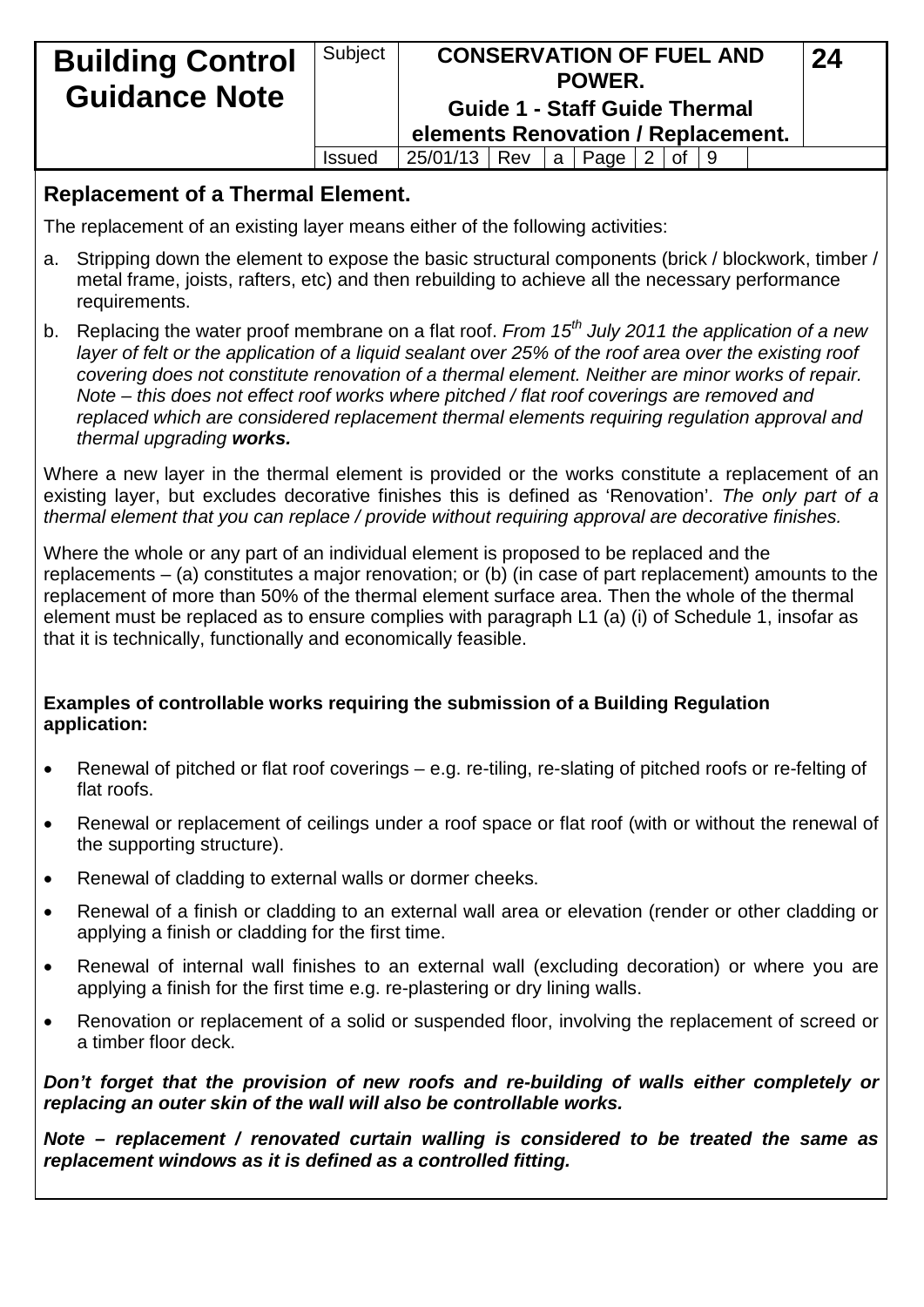## Replacement of a Thermal Element.

The replacement of an existing layer means either of the following activities:

a. Stripping down the element to expose the basic structural components (brick / blockwork, timber / metal frame, joists, rafters, etc) and then rebuilding to achieve all the necessary performance requirements.

b. Replacing the water proof membrane on a flat roof. *From 15th July 2011 the application of a new layer of felt or the application of a liquid sealant over 25% of the roof area over the existing roof covering does not constitute renovation of a thermal element. Neither are minor works of repair. Note – this does not effect roof works where pitched / flat roof coverings are removed and replaced which are considered replacement thermal elements requiring regulation approval and thermal upgrading* ***works.***

Where a new layer in the thermal element is provided or the works constitute a replacement of an existing layer, but excludes decorative finishes this is defined as 'Renovation'. *The only part of a thermal element that you can replace / provide without requiring approval are decorative finishes.*

Where the whole or any part of an individual element is proposed to be replaced and the replacements – (a) constitutes a major renovation; or (b) (in case of part replacement) amounts to the replacement of more than 50% of the thermal element surface area. Then the whole of the thermal element must be replaced as to ensure complies with paragraph L1 (a) (i) of Schedule 1, insofar as that it is technically, functionally and economically feasible.

**Examples of controllable works requiring the submission of a Building Regulation application:**

- Renewal of pitched or flat roof coverings – e.g. re-tiling, re-slating of pitched roofs or re-felting of flat roofs.
- Renewal or replacement of ceilings under a roof space or flat roof (with or without the renewal of the supporting structure).
- Renewal of cladding to external walls or dormer cheeks.
- Renewal of a finish or cladding to an external wall area or elevation (render or other cladding or applying a finish or cladding for the first time.
- Renewal of internal wall finishes to an external wall (excluding decoration) or where you are applying a finish for the first time e.g. re-plastering or dry lining walls.
- Renovation or replacement of a solid or suspended floor, involving the replacement of screed or a timber floor deck.

***Don't forget that the provision of new roofs and re-building of walls either completely or replacing an outer skin of the wall will also be controllable works.***

***Note – replacement / renovated curtain walling is considered to be treated the same as replacement windows as it is defined as a controlled fitting.***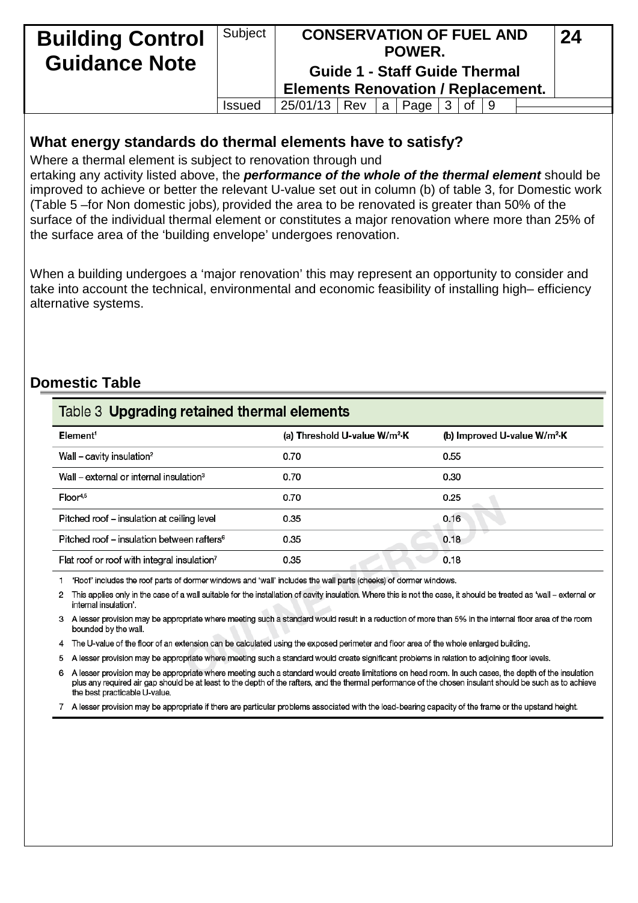## What energy standards do thermal elements have to satisfy?

Where a thermal element is subject to renovation through und
ertaking any activity listed above, the ***performance of the whole of the thermal element*** should be improved to achieve or better the relevant U-value set out in column (b) of table 3, for Domestic work (Table 5 –for Non domestic jobs), provided the area to be renovated is greater than 50% of the surface of the individual thermal element or constitutes a major renovation where more than 25% of the surface area of the 'building envelope' undergoes renovation.

When a building undergoes a 'major renovation' this may represent an opportunity to consider and take into account the technical, environmental and economic feasibility of installing high– efficiency alternative systems.

## Domestic Table

### Table 3 Upgrading retained thermal elements

| Element[1] | (a) Threshold U-value $W/m^2 \cdot K$ | (b) Improved U-value $W/m^2 \cdot K$ |
|---|---|---|
| Wall – cavity insulation[2] | 0.70 | 0.55 |
| Wall – external or internal insulation[3] | 0.70 | 0.30 |
| Floor[4,5] | 0.70 | 0.25 |
| Pitched roof – insulation at ceiling level | 0.35 | 0.16 |
| Pitched roof – insulation between rafters[6] | 0.35 | 0.18 |
| Flat roof or roof with integral insulation[7] | 0.35 | 0.18 |

1 'Roof' includes the roof parts of dormer windows and 'wall' includes the wall parts (cheeks) of dormer windows.

2 This applies only in the case of a wall suitable for the installation of cavity insulation. Where this is not the case, it should be treated as 'wall – external or internal insulation'.

3 A lesser provision may be appropriate where meeting such a standard would result in a reduction of more than 5% in the internal floor area of the room bounded by the wall.

4 The U-value of the floor of an extension can be calculated using the exposed perimeter and floor area of the whole enlarged building.

5 A lesser provision may be appropriate where meeting such a standard would create significant problems in relation to adjoining floor levels.

6 A lesser provision may be appropriate where meeting such a standard would create limitations on head room. In such cases, the depth of the insulation plus any required air gap should be at least to the depth of the rafters, and the thermal performance of the chosen insulant should be such as to achieve the best practicable U-value.

7 A lesser provision may be appropriate if there are particular problems associated with the load-bearing capacity of the frame or the upstand height.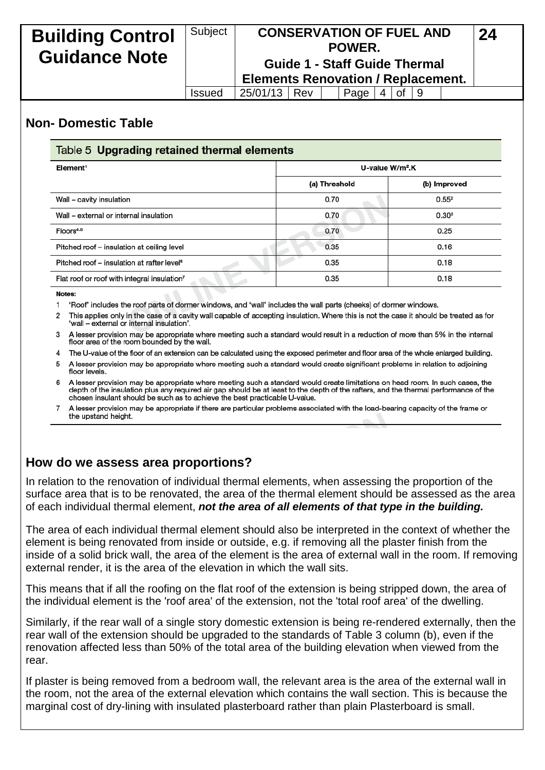## Non- Domestic Table

**Table 5 Upgrading retained thermal elements**

| Element[1] | U-value W/m².K | |
|---|---|---|
| | (a) Threshold | (b) Improved |
| Wall – cavity insulation | 0.70 | 0.55[2] |
| Wall – external or internal insulation | 0.70 | 0.30[3] |
| Floors[4,5] | 0.70 | 0.25 |
| Pitched roof – insulation at ceiling level | 0.35 | 0.16 |
| Pitched roof – insulation at rafter level[6] | 0.35 | 0.18 |
| Flat roof or roof with integral insulation[7] | 0.35 | 0.18 |

**Notes:**

1. 'Roof' includes the roof parts of dormer windows, and 'wall' includes the wall parts (cheeks) of dormer windows.
2. This applies only in the case of a cavity wall capable of accepting insulation. Where this is not the case it should be treated as for 'wall – external or internal insulation'.
3. A lesser provision may be appropriate where meeting such a standard would result in a reduction of more than 5% in the internal floor area of the room bounded by the wall.
4. The U-value of the floor of an extension can be calculated using the exposed perimeter and floor area of the whole enlarged building.
5. A lesser provision may be appropriate where meeting such a standard would create significant problems in relation to adjoining floor levels.
6. A lesser provision may be appropriate where meeting such a standard would create limitations on head room. In such cases, the depth of the insulation plus any required air gap should be at least to the depth of the rafters, and the thermal performance of the chosen insulant should be such as to achieve the best practicable U-value.
7. A lesser provision may be appropriate if there are particular problems associated with the load-bearing capacity of the frame or the upstand height.

## How do we assess area proportions?

In relation to the renovation of individual thermal elements, when assessing the proportion of the surface area that is to be renovated, the area of the thermal element should be assessed as the area of each individual thermal element, ***not the area of all elements of that type in the building.***

The area of each individual thermal element should also be interpreted in the context of whether the element is being renovated from inside or outside, e.g. if removing all the plaster finish from the inside of a solid brick wall, the area of the element is the area of external wall in the room. If removing external render, it is the area of the elevation in which the wall sits.

This means that if all the roofing on the flat roof of the extension is being stripped down, the area of the individual element is the 'roof area' of the extension, not the 'total roof area' of the dwelling.

Similarly, if the rear wall of a single story domestic extension is being re-rendered externally, then the rear wall of the extension should be upgraded to the standards of Table 3 column (b), even if the renovation affected less than 50% of the total area of the building elevation when viewed from the rear.

If plaster is being removed from a bedroom wall, the relevant area is the area of the external wall in the room, not the area of the external elevation which contains the wall section. This is because the marginal cost of dry-lining with insulated plasterboard rather than plain Plasterboard is small.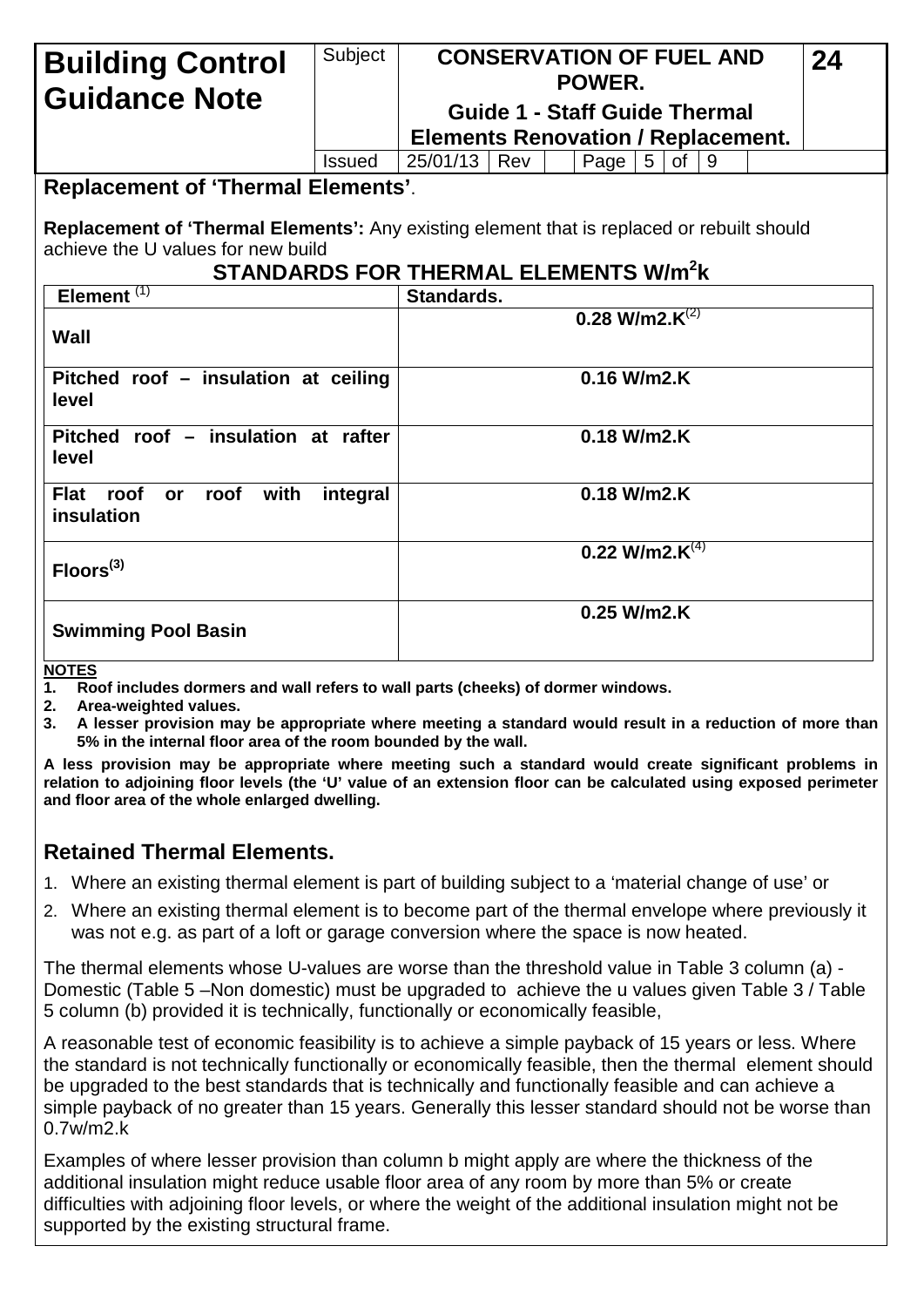## Replacement of 'Thermal Elements'.

**Replacement of 'Thermal Elements':** Any existing element that is replaced or rebuilt should achieve the U values for new build

### STANDARDS FOR THERMAL ELEMENTS W/m²k

| Element [1] | Standards. |
|---|---|
| **Wall** | **0.28 W/m2.K**[2] |
| **Pitched roof – insulation at ceiling level** | **0.16 W/m2.K** |
| **Pitched roof – insulation at rafter level** | **0.18 W/m2.K** |
| **Flat roof or roof with integral insulation** | **0.18 W/m2.K** |
| **Floors**[3] | **0.22 W/m2.K**[4] |
| **Swimming Pool Basin** | **0.25 W/m2.K** |

**NOTES**

1. **Roof includes dormers and wall refers to wall parts (cheeks) of dormer windows.**
2. **Area-weighted values.**
3. **A lesser provision may be appropriate where meeting a standard would result in a reduction of more than 5% in the internal floor area of the room bounded by the wall.**

**A less provision may be appropriate where meeting such a standard would create significant problems in relation to adjoining floor levels (the 'U' value of an extension floor can be calculated using exposed perimeter and floor area of the whole enlarged dwelling.**

## Retained Thermal Elements.

1. Where an existing thermal element is part of building subject to a 'material change of use' or
2. Where an existing thermal element is to become part of the thermal envelope where previously it was not e.g. as part of a loft or garage conversion where the space is now heated.

The thermal elements whose U-values are worse than the threshold value in Table 3 column (a) - Domestic (Table 5 –Non domestic) must be upgraded to achieve the u values given Table 3 / Table 5 column (b) provided it is technically, functionally or economically feasible,

A reasonable test of economic feasibility is to achieve a simple payback of 15 years or less. Where the standard is not technically functionally or economically feasible, then the thermal element should be upgraded to the best standards that is technically and functionally feasible and can achieve a simple payback of no greater than 15 years. Generally this lesser standard should not be worse than 0.7w/m2.k

Examples of where lesser provision than column b might apply are where the thickness of the additional insulation might reduce usable floor area of any room by more than 5% or create difficulties with adjoining floor levels, or where the weight of the additional insulation might not be supported by the existing structural frame.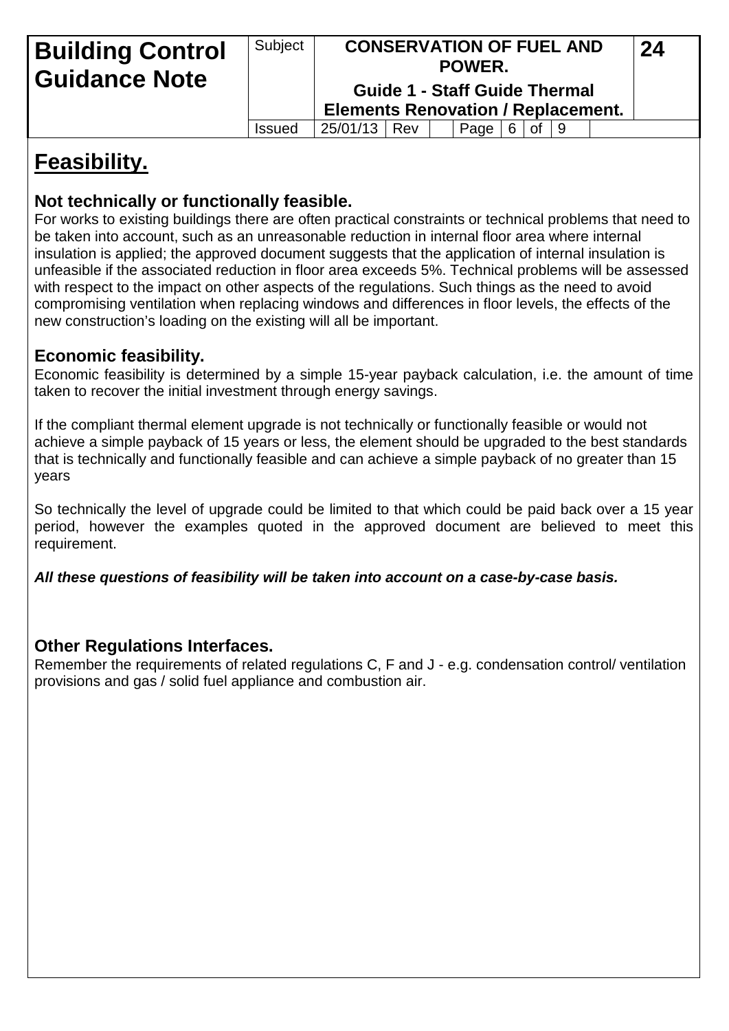# Feasibility.

### Not technically or functionally feasible.

For works to existing buildings there are often practical constraints or technical problems that need to be taken into account, such as an unreasonable reduction in internal floor area where internal insulation is applied; the approved document suggests that the application of internal insulation is unfeasible if the associated reduction in floor area exceeds 5%. Technical problems will be assessed with respect to the impact on other aspects of the regulations. Such things as the need to avoid compromising ventilation when replacing windows and differences in floor levels, the effects of the new construction's loading on the existing will all be important.

### Economic feasibility.

Economic feasibility is determined by a simple 15-year payback calculation, i.e. the amount of time taken to recover the initial investment through energy savings.

If the compliant thermal element upgrade is not technically or functionally feasible or would not achieve a simple payback of 15 years or less, the element should be upgraded to the best standards that is technically and functionally feasible and can achieve a simple payback of no greater than 15 years

So technically the level of upgrade could be limited to that which could be paid back over a 15 year period, however the examples quoted in the approved document are believed to meet this requirement.

***All these questions of feasibility will be taken into account on a case-by-case basis.***

### Other Regulations Interfaces.

Remember the requirements of related regulations C, F and J - e.g. condensation control/ ventilation provisions and gas / solid fuel appliance and combustion air.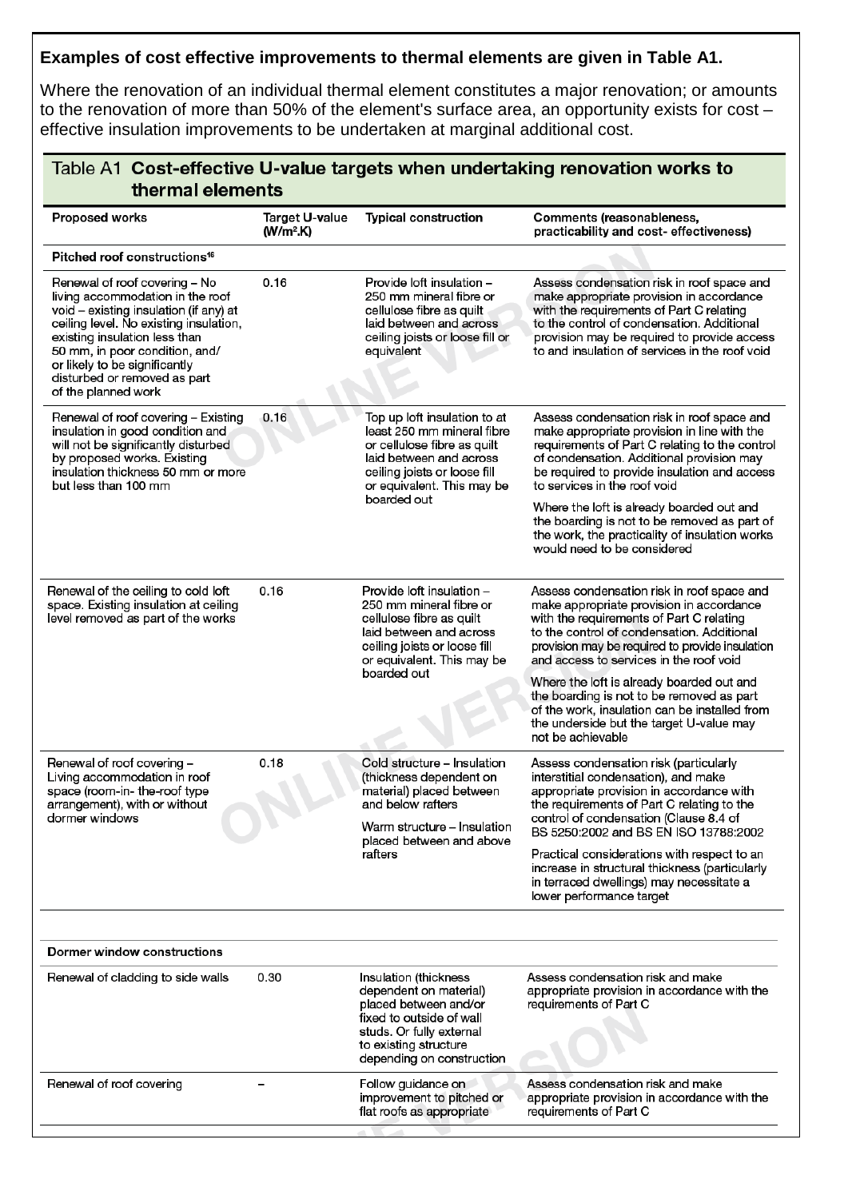**Examples of cost effective improvements to thermal elements are given in Table A1.**

Where the renovation of an individual thermal element constitutes a major renovation; or amounts to the renovation of more than 50% of the element's surface area, an opportunity exists for cost – effective insulation improvements to be undertaken at marginal additional cost.

## Table A1 Cost-effective U-value targets when undertaking renovation works to thermal elements

| Proposed works | Target U-value (W/m².K) | Typical construction | Comments (reasonableness, practicability and cost- effectiveness) |
|---|---|---|---|
| **Pitched roof constructions[16]** | | | |
| Renewal of roof covering – No living accommodation in the roof void – existing insulation (if any) at ceiling level. No existing insulation, existing insulation less than 50 mm, in poor condition, and/ or likely to be significantly disturbed or removed as part of the planned work | 0.16 | Provide loft insulation – 250 mm mineral fibre or cellulose fibre as quilt laid between and across ceiling joists or loose fill or equivalent | Assess condensation risk in roof space and make appropriate provision in accordance with the requirements of Part C relating to the control of condensation. Additional provision may be required to provide access to and insulation of services in the roof void |
| Renewal of roof covering – Existing insulation in good condition and will not be significantly disturbed by proposed works. Existing insulation thickness 50 mm or more but less than 100 mm | 0.16 | Top up loft insulation to at least 250 mm mineral fibre or cellulose fibre as quilt laid between and across ceiling joists or loose fill or equivalent. This may be boarded out | Assess condensation risk in roof space and make appropriate provision in line with the requirements of Part C relating to the control of condensation. Additional provision may be required to provide insulation and access to services in the roof void<br><br>Where the loft is already boarded out and the boarding is not to be removed as part of the work, the practicality of insulation works would need to be considered |
| Renewal of the ceiling to cold loft space. Existing insulation at ceiling level removed as part of the works | 0.16 | Provide loft insulation – 250 mm mineral fibre or cellulose fibre as quilt laid between and across ceiling joists or loose fill or equivalent. This may be boarded out | Assess condensation risk in roof space and make appropriate provision in accordance with the requirements of Part C relating to the control of condensation. Additional provision may be required to provide insulation and access to services in the roof void<br><br>Where the loft is already boarded out and the boarding is not to be removed as part of the work, insulation can be installed from the underside but the target U-value may not be achievable |
| Renewal of roof covering – Living accommodation in roof space (room-in- the-roof type arrangement), with or without dormer windows | 0.18 | Cold structure – Insulation (thickness dependent on material) placed between and below rafters<br><br>Warm structure – Insulation placed between and above rafters | Assess condensation risk (particularly interstitial condensation), and make appropriate provision in accordance with the requirements of Part C relating to the control of condensation (Clause 8.4 of BS 5250:2002 and BS EN ISO 13788:2002<br><br>Practical considerations with respect to an increase in structural thickness (particularly in terraced dwellings) may necessitate a lower performance target |
| **Dormer window constructions** | | | |
| Renewal of cladding to side walls | 0.30 | Insulation (thickness dependent on material) placed between and/or fixed to outside of wall studs. Or fully external to existing structure depending on construction | Assess condensation risk and make appropriate provision in accordance with the requirements of Part C |
| Renewal of roof covering | – | Follow guidance on improvement to pitched or flat roofs as appropriate | Assess condensation risk and make appropriate provision in accordance with the requirements of Part C |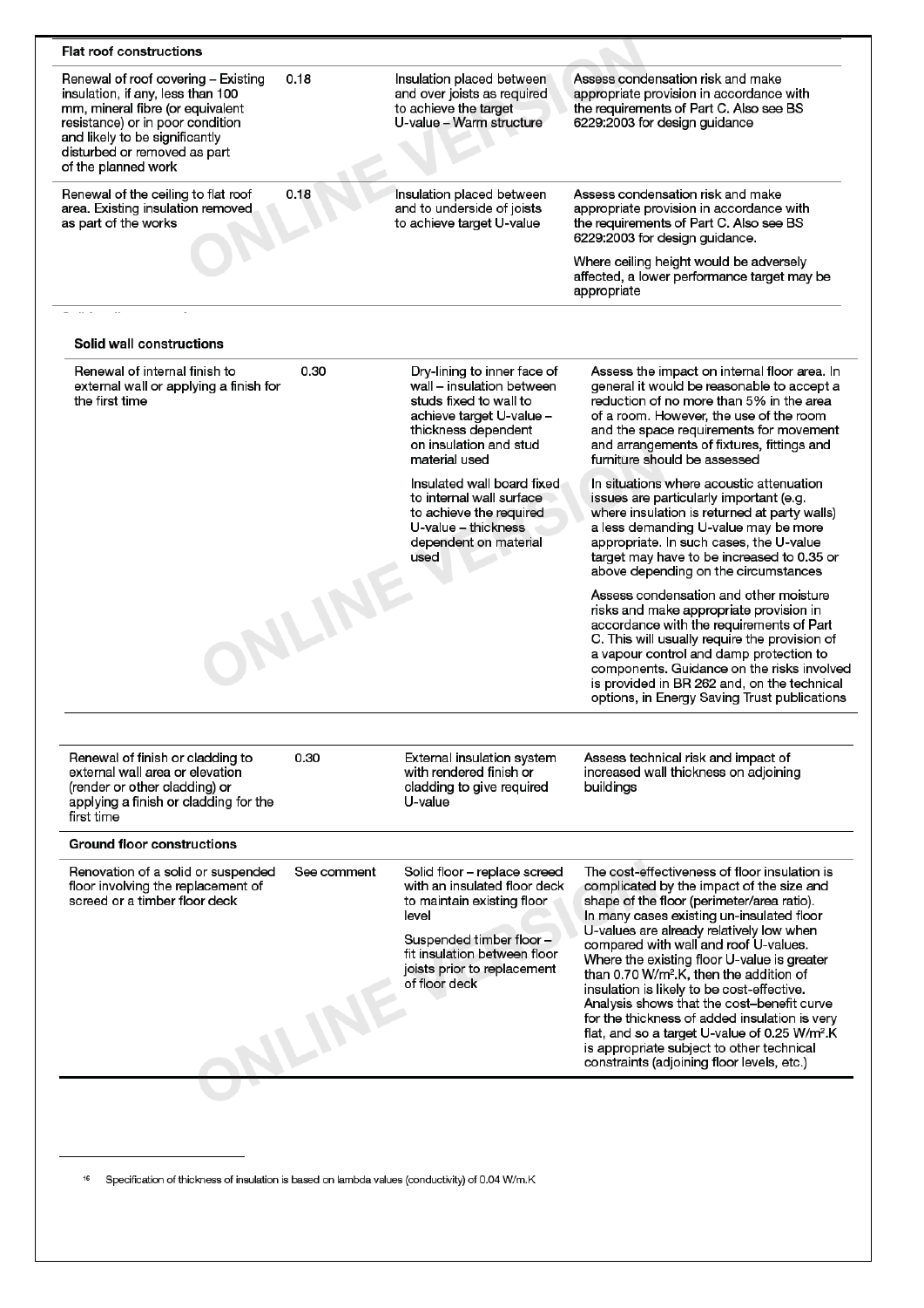| | | | |
|---|---|---|---|
| **Flat roof constructions** | | | |
| Renewal of roof covering – Existing insulation, if any, less than 100 mm, mineral fibre (or equivalent resistance) or in poor condition and likely to be significantly disturbed or removed as part of the planned work | 0.18 | Insulation placed between and over joists as required to achieve the target U-value – Warm structure | Assess condensation risk and make appropriate provision in accordance with the requirements of Part C. Also see BS 6229:2003 for design guidance |
| Renewal of the ceiling to flat roof area. Existing insulation removed as part of the works | 0.18 | Insulation placed between and to underside of joists to achieve target U-value | Assess condensation risk and make appropriate provision in accordance with the requirements of Part C. Also see BS 6229:2003 for design guidance.<br><br>Where ceiling height would be adversely affected, a lower performance target may be appropriate |
| **Solid wall constructions** | | | |
| Renewal of internal finish to external wall or applying a finish for the first time | 0.30 | Dry-lining to inner face of wall – insulation between studs fixed to wall to achieve target U-value – thickness dependent on insulation and stud material used<br><br>Insulated wall board fixed to internal wall surface to achieve the required U-value – thickness dependent on material used | Assess the impact on internal floor area. In general it would be reasonable to accept a reduction of no more than 5% in the area of a room. However, the use of the room and the space requirements for movement and arrangements of fixtures, fittings and furniture should be assessed<br><br>In situations where acoustic attenuation issues are particularly important (e.g. where insulation is returned at party walls) a less demanding U-value may be more appropriate. In such cases, the U-value target may have to be increased to 0.35 or above depending on the circumstances<br><br>Assess condensation and other moisture risks and make appropriate provision in accordance with the requirements of Part C. This will usually require the provision of a vapour control and damp protection to components. Guidance on the risks involved is provided in BR 262 and, on the technical options, in Energy Saving Trust publications |
| Renewal of finish or cladding to external wall area or elevation (render or other cladding) or applying a finish or cladding for the first time | 0.30 | External insulation system with rendered finish or cladding to give required U-value | Assess technical risk and impact of increased wall thickness on adjoining buildings |
| **Ground floor constructions** | | | |
| Renovation of a solid or suspended floor involving the replacement of screed or a timber floor deck | See comment | Solid floor – replace screed with an insulated floor deck to maintain existing floor level<br><br>Suspended timber floor – fit insulation between floor joists prior to replacement of floor deck | The cost-effectiveness of floor insulation is complicated by the impact of the size and shape of the floor (perimeter/area ratio). In many cases existing un-insulated floor U-values are already relatively low when compared with wall and roof U-values. Where the existing floor U-value is greater than 0.70 W/m².K, then the addition of insulation is likely to be cost-effective. Analysis shows that the cost–benefit curve for the thickness of added insulation is very flat, and so a target U-value of 0.25 W/m².K is appropriate subject to other technical constraints (adjoining floor levels, etc.) |

[16] Specification of thickness of insulation is based on lambda values (conductivity) of 0.04 W/m.K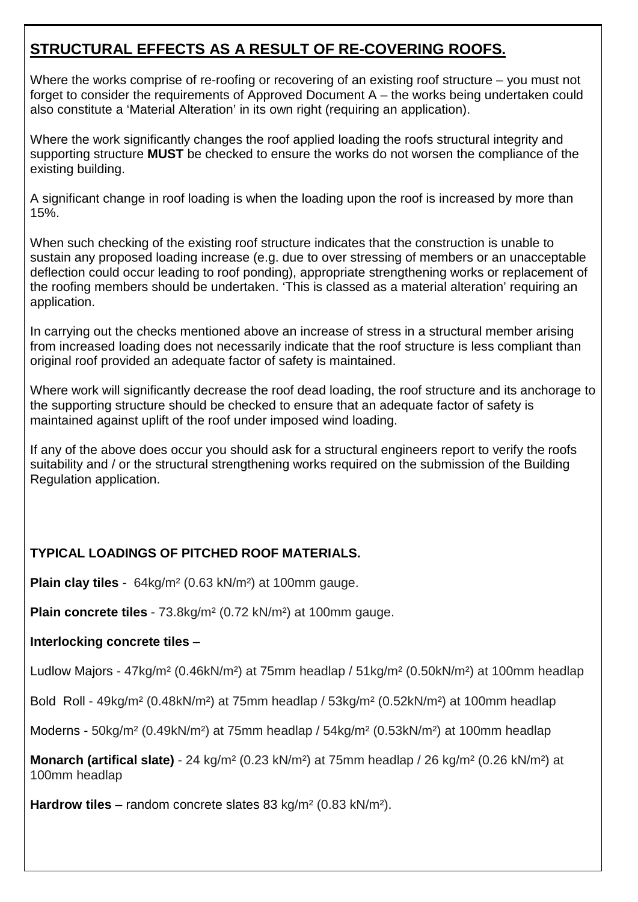## STRUCTURAL EFFECTS AS A RESULT OF RE-COVERING ROOFS.

Where the works comprise of re-roofing or recovering of an existing roof structure – you must not forget to consider the requirements of Approved Document A – the works being undertaken could also constitute a 'Material Alteration' in its own right (requiring an application).

Where the work significantly changes the roof applied loading the roofs structural integrity and supporting structure **MUST** be checked to ensure the works do not worsen the compliance of the existing building.

A significant change in roof loading is when the loading upon the roof is increased by more than 15%.

When such checking of the existing roof structure indicates that the construction is unable to sustain any proposed loading increase (e.g. due to over stressing of members or an unacceptable deflection could occur leading to roof ponding), appropriate strengthening works or replacement of the roofing members should be undertaken. 'This is classed as a material alteration' requiring an application.

In carrying out the checks mentioned above an increase of stress in a structural member arising from increased loading does not necessarily indicate that the roof structure is less compliant than original roof provided an adequate factor of safety is maintained.

Where work will significantly decrease the roof dead loading, the roof structure and its anchorage to the supporting structure should be checked to ensure that an adequate factor of safety is maintained against uplift of the roof under imposed wind loading.

If any of the above does occur you should ask for a structural engineers report to verify the roofs suitability and / or the structural strengthening works required on the submission of the Building Regulation application.

### TYPICAL LOADINGS OF PITCHED ROOF MATERIALS.

**Plain clay tiles** - 64kg/m² (0.63 kN/m²) at 100mm gauge.

**Plain concrete tiles** - 73.8kg/m² (0.72 kN/m²) at 100mm gauge.

**Interlocking concrete tiles** –

Ludlow Majors - 47kg/m² (0.46kN/m²) at 75mm headlap / 51kg/m² (0.50kN/m²) at 100mm headlap

Bold Roll - 49kg/m² (0.48kN/m²) at 75mm headlap / 53kg/m² (0.52kN/m²) at 100mm headlap

Moderns - 50kg/m² (0.49kN/m²) at 75mm headlap / 54kg/m² (0.53kN/m²) at 100mm headlap

**Monarch (artifical slate)** - 24 kg/m² (0.23 kN/m²) at 75mm headlap / 26 kg/m² (0.26 kN/m²) at 100mm headlap

**Hardrow tiles** – random concrete slates 83 kg/m² (0.83 kN/m²).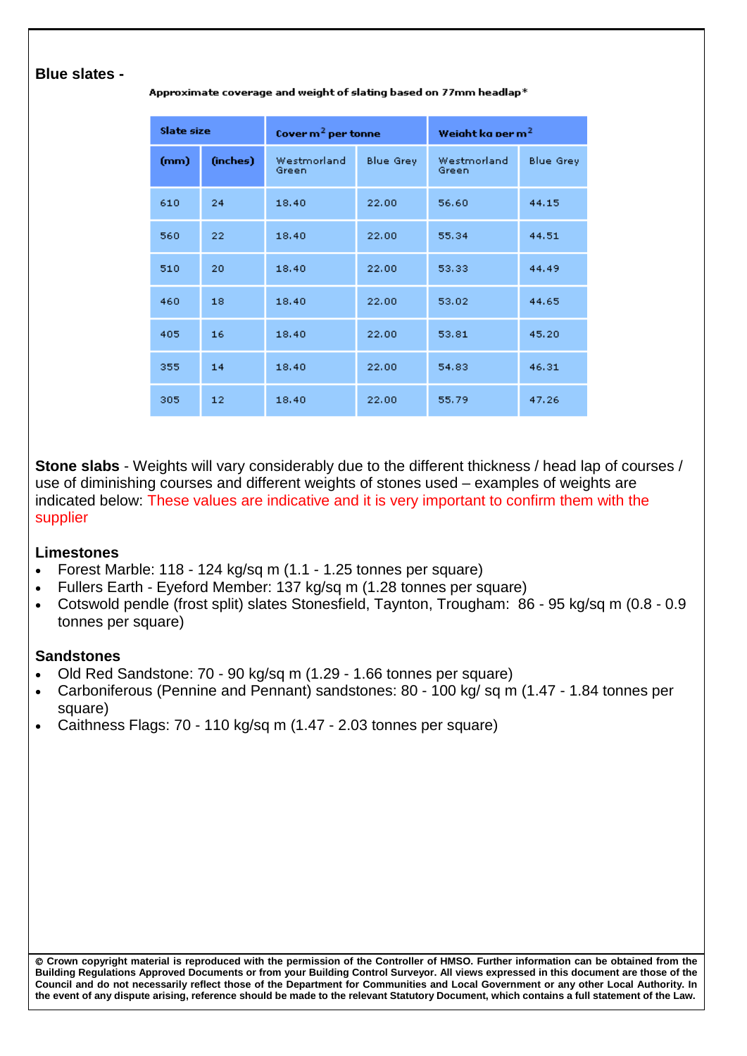**Blue slates -**

Approximate coverage and weight of slating based on 77mm headlap*

| Slate size | | Cover $m^2$ per tonne | | Weight kg per $m^2$ | |
|---|---|---|---|---|---|
| (mm) | (inches) | Westmorland Green | Blue Grey | Westmorland Green | Blue Grey |
| 610 | 24 | 18.40 | 22.00 | 56.60 | 44.15 |
| 560 | 22 | 18.40 | 22.00 | 55.34 | 44.51 |
| 510 | 20 | 18.40 | 22.00 | 53.33 | 44.49 |
| 460 | 18 | 18.40 | 22.00 | 53.02 | 44.65 |
| 405 | 16 | 18.40 | 22.00 | 53.81 | 45.20 |
| 355 | 14 | 18.40 | 22.00 | 54.83 | 46.31 |
| 305 | 12 | 18.40 | 22.00 | 55.79 | 47.26 |

**Stone slabs** - Weights will vary considerably due to the different thickness / head lap of courses / use of diminishing courses and different weights of stones used – examples of weights are indicated below: These values are indicative and it is very important to confirm them with the supplier

**Limestones**

- Forest Marble: 118 - 124 kg/sq m (1.1 - 1.25 tonnes per square)
- Fullers Earth - Eyeford Member: 137 kg/sq m (1.28 tonnes per square)
- Cotswold pendle (frost split) slates Stonesfield, Taynton, Trougham: 86 - 95 kg/sq m (0.8 - 0.9 tonnes per square)

**Sandstones**

- Old Red Sandstone: 70 - 90 kg/sq m (1.29 - 1.66 tonnes per square)
- Carboniferous (Pennine and Pennant) sandstones: 80 - 100 kg/ sq m (1.47 - 1.84 tonnes per square)
- Caithness Flags: 70 - 110 kg/sq m (1.47 - 2.03 tonnes per square)

**© Crown copyright material is reproduced with the permission of the Controller of HMSO. Further information can be obtained from the Building Regulations Approved Documents or from your Building Control Surveyor. All views expressed in this document are those of the Council and do not necessarily reflect those of the Department for Communities and Local Government or any other Local Authority. In the event of any dispute arising, reference should be made to the relevant Statutory Document, which contains a full statement of the Law.**